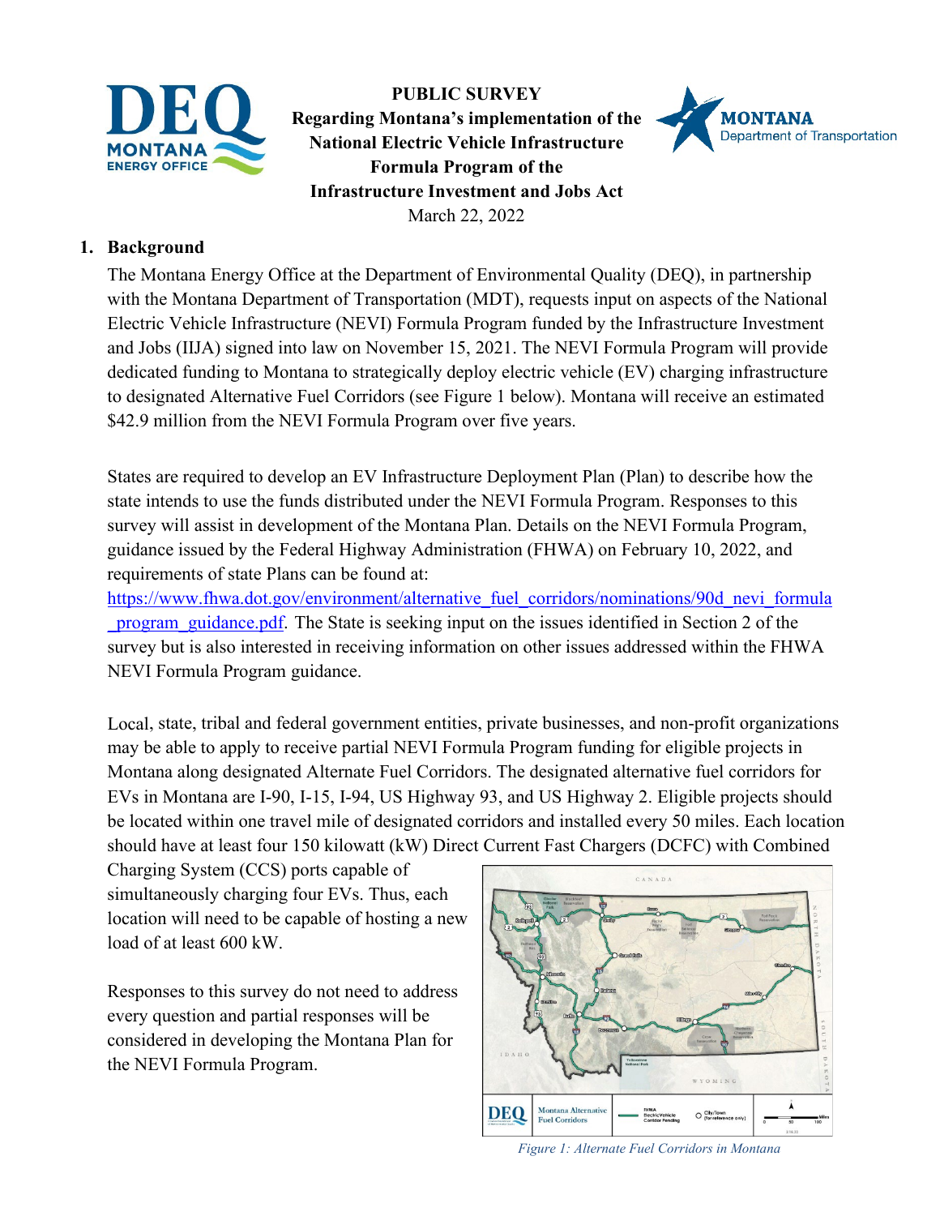**PUBLIC SURVEY**
**Regarding Montana's implementation of the National Electric Vehicle Infrastructure Formula Program of the Infrastructure Investment and Jobs Act**
March 22, 2022

## 1. Background

The Montana Energy Office at the Department of Environmental Quality (DEQ), in partnership with the Montana Department of Transportation (MDT), requests input on aspects of the National Electric Vehicle Infrastructure (NEVI) Formula Program funded by the Infrastructure Investment and Jobs (IIJA) signed into law on November 15, 2021. The NEVI Formula Program will provide dedicated funding to Montana to strategically deploy electric vehicle (EV) charging infrastructure to designated Alternative Fuel Corridors (see Figure 1 below). Montana will receive an estimated $42.9 million from the NEVI Formula Program over five years.

States are required to develop an EV Infrastructure Deployment Plan (Plan) to describe how the state intends to use the funds distributed under the NEVI Formula Program. Responses to this survey will assist in development of the Montana Plan. Details on the NEVI Formula Program, guidance issued by the Federal Highway Administration (FHWA) on February 10, 2022, and requirements of state Plans can be found at: https://www.fhwa.dot.gov/environment/alternative_fuel_corridors/nominations/90d_nevi_formula_program_guidance.pdf. The State is seeking input on the issues identified in Section 2 of the survey but is also interested in receiving information on other issues addressed within the FHWA NEVI Formula Program guidance.

Local, state, tribal and federal government entities, private businesses, and non-profit organizations may be able to apply to receive partial NEVI Formula Program funding for eligible projects in Montana along designated Alternate Fuel Corridors. The designated alternative fuel corridors for EVs in Montana are I-90, I-15, I-94, US Highway 93, and US Highway 2. Eligible projects should be located within one travel mile of designated corridors and installed every 50 miles. Each location should have at least four 150 kilowatt (kW) Direct Current Fast Chargers (DCFC) with Combined Charging System (CCS) ports capable of simultaneously charging four EVs. Thus, each location will need to be capable of hosting a new load of at least 600 kW.

Responses to this survey do not need to address every question and partial responses will be considered in developing the Montana Plan for the NEVI Formula Program.

*Figure 1: Alternate Fuel Corridors in Montana*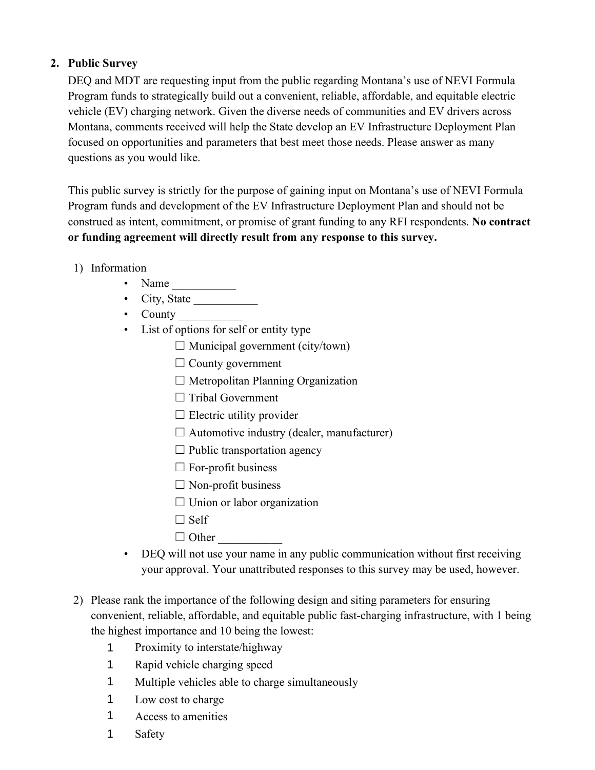2. **Public Survey**

DEQ and MDT are requesting input from the public regarding Montana's use of NEVI Formula Program funds to strategically build out a convenient, reliable, affordable, and equitable electric vehicle (EV) charging network. Given the diverse needs of communities and EV drivers across Montana, comments received will help the State develop an EV Infrastructure Deployment Plan focused on opportunities and parameters that best meet those needs. Please answer as many questions as you would like.

This public survey is strictly for the purpose of gaining input on Montana's use of NEVI Formula Program funds and development of the EV Infrastructure Deployment Plan and should not be construed as intent, commitment, or promise of grant funding to any RFI respondents. **No contract or funding agreement will directly result from any response to this survey.**

1) Information
   - Name ___________
   - City, State ___________
   - County ___________
   - List of options for self or entity type
     - ☐ Municipal government (city/town)
     - ☐ County government
     - ☐ Metropolitan Planning Organization
     - ☐ Tribal Government
     - ☐ Electric utility provider
     - ☐ Automotive industry (dealer, manufacturer)
     - ☐ Public transportation agency
     - ☐ For-profit business
     - ☐ Non-profit business
     - ☐ Union or labor organization
     - ☐ Self
     - ☐ Other ___________
   - DEQ will not use your name in any public communication without first receiving your approval. Your unattributed responses to this survey may be used, however.

2) Please rank the importance of the following design and siting parameters for ensuring convenient, reliable, affordable, and equitable public fast-charging infrastructure, with 1 being the highest importance and 10 being the lowest:
   - 1 Proximity to interstate/highway
   - 1 Rapid vehicle charging speed
   - 1 Multiple vehicles able to charge simultaneously
   - 1 Low cost to charge
   - 1 Access to amenities
   - 1 Safety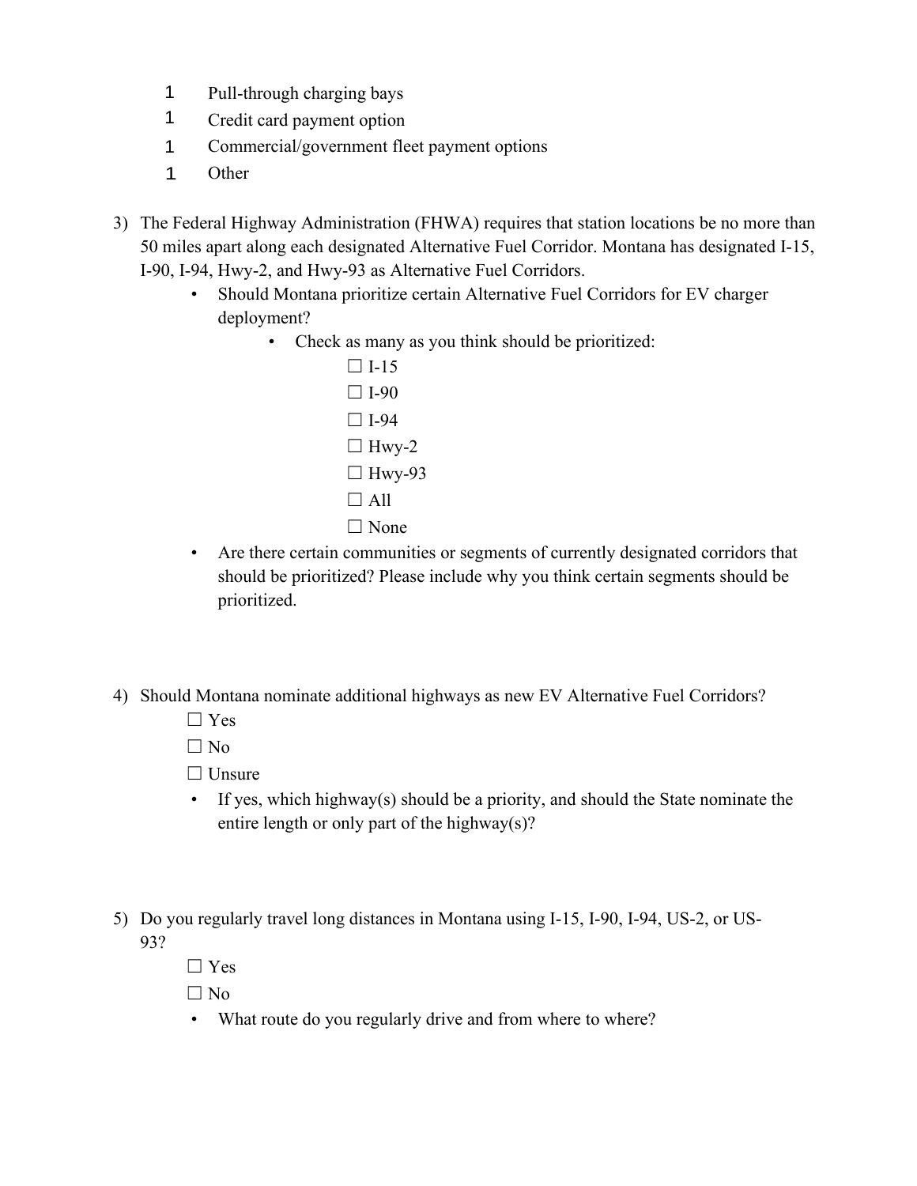1 Pull-through charging bays
1 Credit card payment option
1 Commercial/government fleet payment options
1 Other

3) The Federal Highway Administration (FHWA) requires that station locations be no more than 50 miles apart along each designated Alternative Fuel Corridor. Montana has designated I-15, I-90, I-94, Hwy-2, and Hwy-93 as Alternative Fuel Corridors.
   - Should Montana prioritize certain Alternative Fuel Corridors for EV charger deployment?
     - Check as many as you think should be prioritized:
       - ☐ I-15
       - ☐ I-90
       - ☐ I-94
       - ☐ Hwy-2
       - ☐ Hwy-93
       - ☐ All
       - ☐ None
   - Are there certain communities or segments of currently designated corridors that should be prioritized? Please include why you think certain segments should be prioritized.

4) Should Montana nominate additional highways as new EV Alternative Fuel Corridors?
   - ☐ Yes
   - ☐ No
   - ☐ Unsure
   - If yes, which highway(s) should be a priority, and should the State nominate the entire length or only part of the highway(s)?

5) Do you regularly travel long distances in Montana using I-15, I-90, I-94, US-2, or US-93?
   - ☐ Yes
   - ☐ No
   - What route do you regularly drive and from where to where?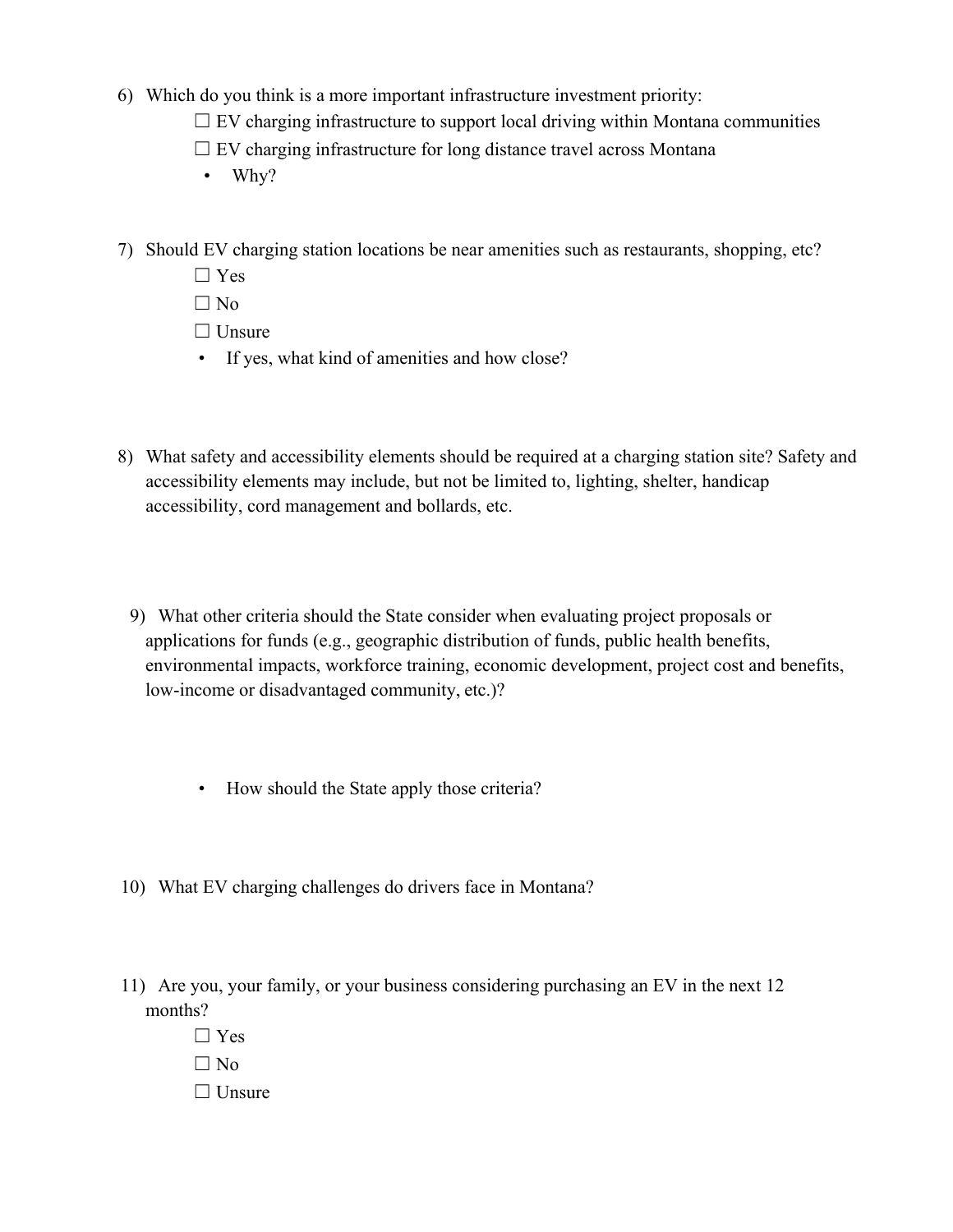6) Which do you think is a more important infrastructure investment priority:
   - ☐ EV charging infrastructure to support local driving within Montana communities
   - ☐ EV charging infrastructure for long distance travel across Montana
   - Why?

7) Should EV charging station locations be near amenities such as restaurants, shopping, etc?
   - ☐ Yes
   - ☐ No
   - ☐ Unsure
   - If yes, what kind of amenities and how close?

8) What safety and accessibility elements should be required at a charging station site? Safety and accessibility elements may include, but not be limited to, lighting, shelter, handicap accessibility, cord management and bollards, etc.

9) What other criteria should the State consider when evaluating project proposals or applications for funds (e.g., geographic distribution of funds, public health benefits, environmental impacts, workforce training, economic development, project cost and benefits, low-income or disadvantaged community, etc.)?
   - How should the State apply those criteria?

10) What EV charging challenges do drivers face in Montana?

11) Are you, your family, or your business considering purchasing an EV in the next 12 months?
    - ☐ Yes
    - ☐ No
    - ☐ Unsure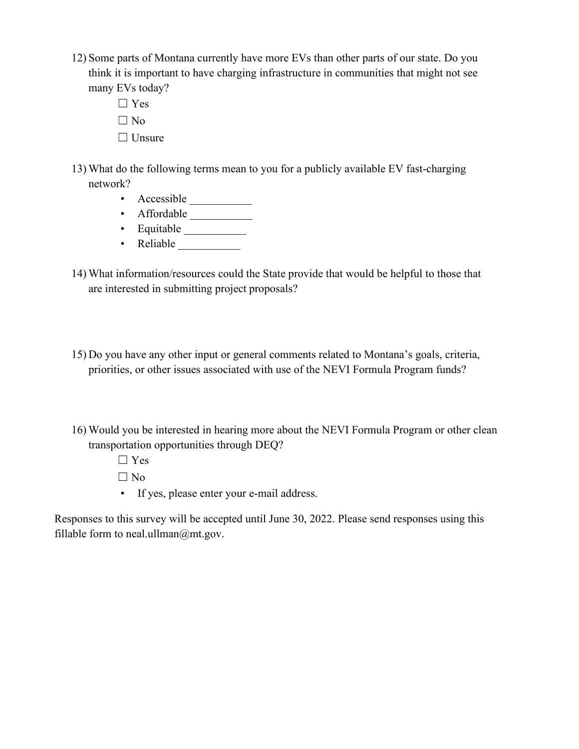12) Some parts of Montana currently have more EVs than other parts of our state. Do you think it is important to have charging infrastructure in communities that might not see many EVs today?

    ☐ Yes

    ☐ No

    ☐ Unsure

13) What do the following terms mean to you for a publicly available EV fast-charging network?

    - Accessible ___________
    - Affordable ___________
    - Equitable ___________
    - Reliable ___________

14) What information/resources could the State provide that would be helpful to those that are interested in submitting project proposals?

15) Do you have any other input or general comments related to Montana's goals, criteria, priorities, or other issues associated with use of the NEVI Formula Program funds?

16) Would you be interested in hearing more about the NEVI Formula Program or other clean transportation opportunities through DEQ?

    ☐ Yes

    ☐ No

    - If yes, please enter your e-mail address.

Responses to this survey will be accepted until June 30, 2022. Please send responses using this fillable form to neal.ullman@mt.gov.